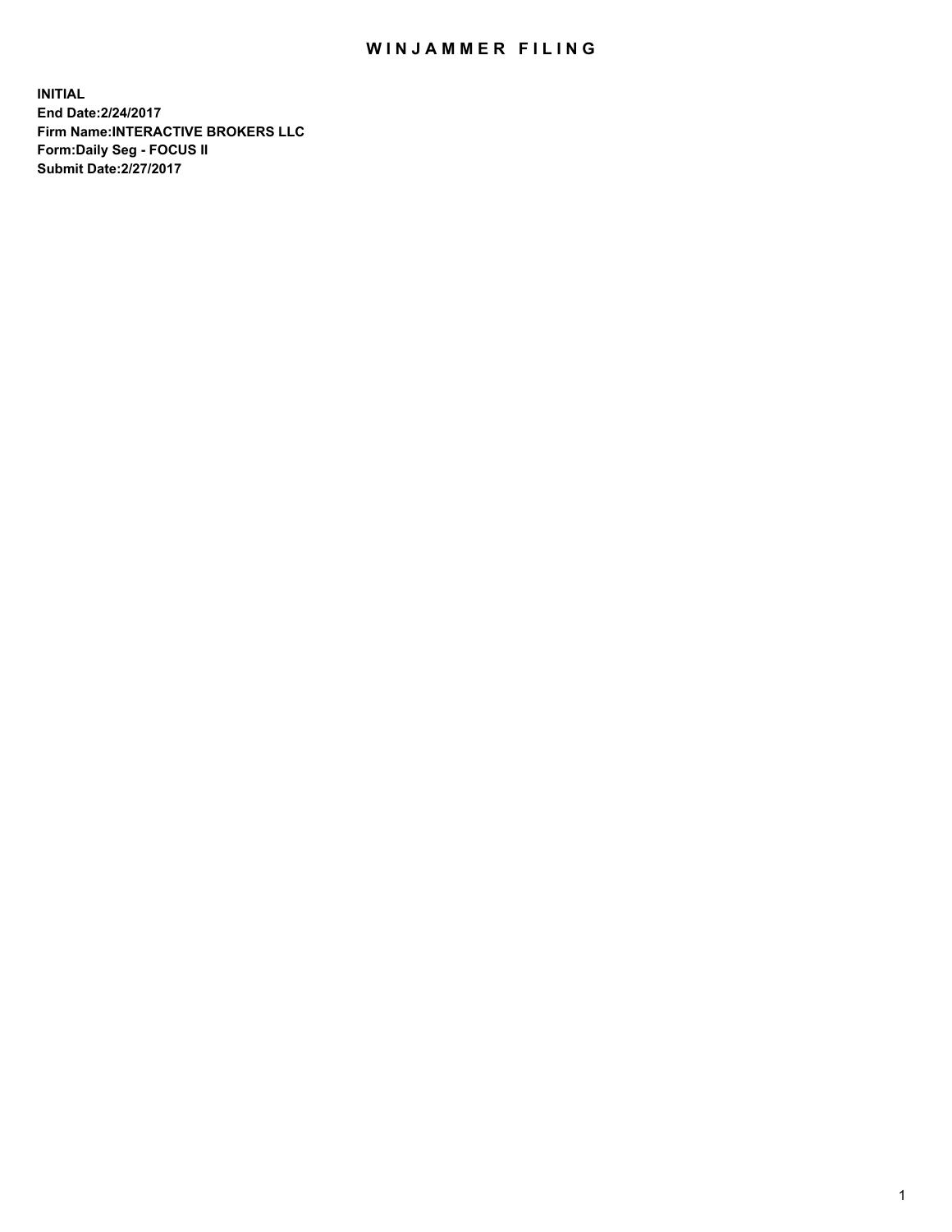# WINJAMMER FILING

**INITIAL**
**End Date:2/24/2017**
**Firm Name:INTERACTIVE BROKERS LLC**
**Form:Daily Seg - FOCUS II**
**Submit Date:2/27/2017**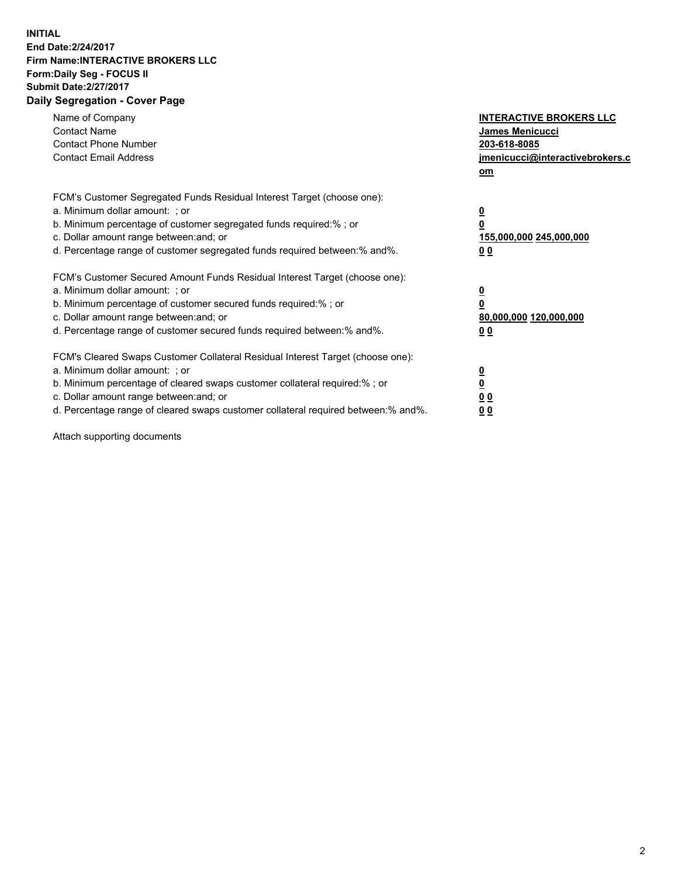**INITIAL**
**End Date:2/24/2017**
**Firm Name:INTERACTIVE BROKERS LLC**
**Form:Daily Seg - FOCUS II**
**Submit Date:2/27/2017**
**Daily Segregation - Cover Page**

| | |
|---|---|
| Name of Company | **INTERACTIVE BROKERS LLC** |
| Contact Name | **James Menicucci** |
| Contact Phone Number | **203-618-8085** |
| Contact Email Address | **jmenicucci@interactivebrokers.com** |

FCM's Customer Segregated Funds Residual Interest Target (choose one):

| | |
|---|---|
| a. Minimum dollar amount: ; or | **0** |
| b. Minimum percentage of customer segregated funds required:% ; or | **0** |
| c. Dollar amount range between:and; or | **155,000,000 245,000,000** |
| d. Percentage range of customer segregated funds required between:% and%. | **0 0** |

FCM's Customer Secured Amount Funds Residual Interest Target (choose one):

| | |
|---|---|
| a. Minimum dollar amount: ; or | **0** |
| b. Minimum percentage of customer secured funds required:% ; or | **0** |
| c. Dollar amount range between:and; or | **80,000,000 120,000,000** |
| d. Percentage range of customer secured funds required between:% and%. | **0 0** |

FCM's Cleared Swaps Customer Collateral Residual Interest Target (choose one):

| | |
|---|---|
| a. Minimum dollar amount: ; or | **0** |
| b. Minimum percentage of cleared swaps customer collateral required:% ; or | **0** |
| c. Dollar amount range between:and; or | **0 0** |
| d. Percentage range of cleared swaps customer collateral required between:% and%. | **0 0** |

Attach supporting documents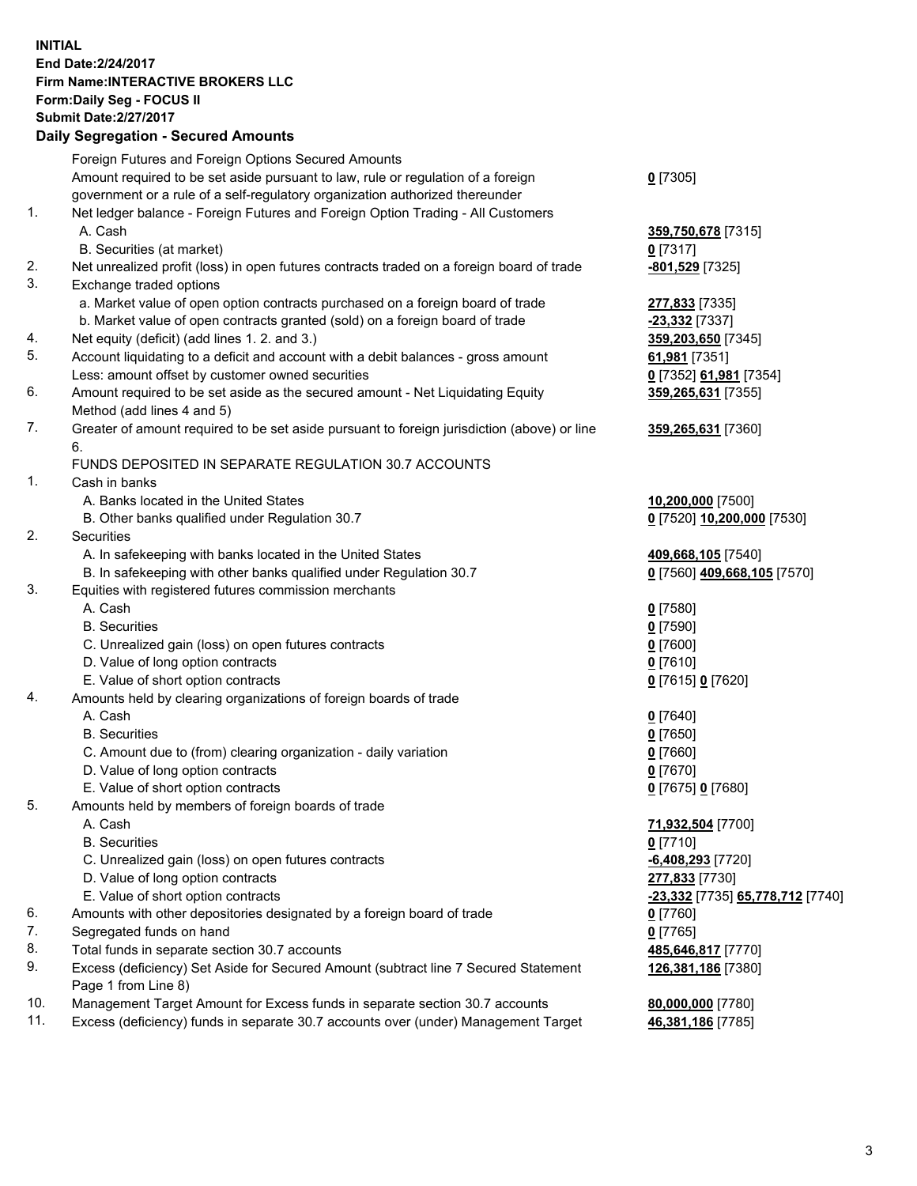**INITIAL**
**End Date:2/24/2017**
**Firm Name:INTERACTIVE BROKERS LLC**
**Form:Daily Seg - FOCUS II**
**Submit Date:2/27/2017**

## Daily Segregation - Secured Amounts

| | | |
|---|---|---|
| | Foreign Futures and Foreign Options Secured Amounts | |
| | Amount required to be set aside pursuant to law, rule or regulation of a foreign government or a rule of a self-regulatory organization authorized thereunder | **0** [7305] |
| 1. | Net ledger balance - Foreign Futures and Foreign Option Trading - All Customers | |
| | A. Cash | **359,750,678** [7315] |
| | B. Securities (at market) | **0** [7317] |
| 2. | Net unrealized profit (loss) in open futures contracts traded on a foreign board of trade | **-801,529** [7325] |
| 3. | Exchange traded options | |
| | a. Market value of open option contracts purchased on a foreign board of trade | **277,833** [7335] |
| | b. Market value of open contracts granted (sold) on a foreign board of trade | **-23,332** [7337] |
| 4. | Net equity (deficit) (add lines 1. 2. and 3.) | **359,203,650** [7345] |
| 5. | Account liquidating to a deficit and account with a debit balances - gross amount | **61,981** [7351] |
| | Less: amount offset by customer owned securities | **0** [7352] **61,981** [7354] |
| 6. | Amount required to be set aside as the secured amount - Net Liquidating Equity Method (add lines 4 and 5) | **359,265,631** [7355] |
| 7. | Greater of amount required to be set aside pursuant to foreign jurisdiction (above) or line 6. | **359,265,631** [7360] |
| | FUNDS DEPOSITED IN SEPARATE REGULATION 30.7 ACCOUNTS | |
| 1. | Cash in banks | |
| | A. Banks located in the United States | **10,200,000** [7500] |
| | B. Other banks qualified under Regulation 30.7 | **0** [7520] **10,200,000** [7530] |
| 2. | Securities | |
| | A. In safekeeping with banks located in the United States | **409,668,105** [7540] |
| | B. In safekeeping with other banks qualified under Regulation 30.7 | **0** [7560] **409,668,105** [7570] |
| 3. | Equities with registered futures commission merchants | |
| | A. Cash | **0** [7580] |
| | B. Securities | **0** [7590] |
| | C. Unrealized gain (loss) on open futures contracts | **0** [7600] |
| | D. Value of long option contracts | **0** [7610] |
| | E. Value of short option contracts | **0** [7615] **0** [7620] |
| 4. | Amounts held by clearing organizations of foreign boards of trade | |
| | A. Cash | **0** [7640] |
| | B. Securities | **0** [7650] |
| | C. Amount due to (from) clearing organization - daily variation | **0** [7660] |
| | D. Value of long option contracts | **0** [7670] |
| | E. Value of short option contracts | **0** [7675] **0** [7680] |
| 5. | Amounts held by members of foreign boards of trade | |
| | A. Cash | **71,932,504** [7700] |
| | B. Securities | **0** [7710] |
| | C. Unrealized gain (loss) on open futures contracts | **-6,408,293** [7720] |
| | D. Value of long option contracts | **277,833** [7730] |
| | E. Value of short option contracts | **-23,332** [7735] **65,778,712** [7740] |
| 6. | Amounts with other depositories designated by a foreign board of trade | **0** [7760] |
| 7. | Segregated funds on hand | **0** [7765] |
| 8. | Total funds in separate section 30.7 accounts | **485,646,817** [7770] |
| 9. | Excess (deficiency) Set Aside for Secured Amount (subtract line 7 Secured Statement Page 1 from Line 8) | **126,381,186** [7380] |
| 10. | Management Target Amount for Excess funds in separate section 30.7 accounts | **80,000,000** [7780] |
| 11. | Excess (deficiency) funds in separate 30.7 accounts over (under) Management Target | **46,381,186** [7785] |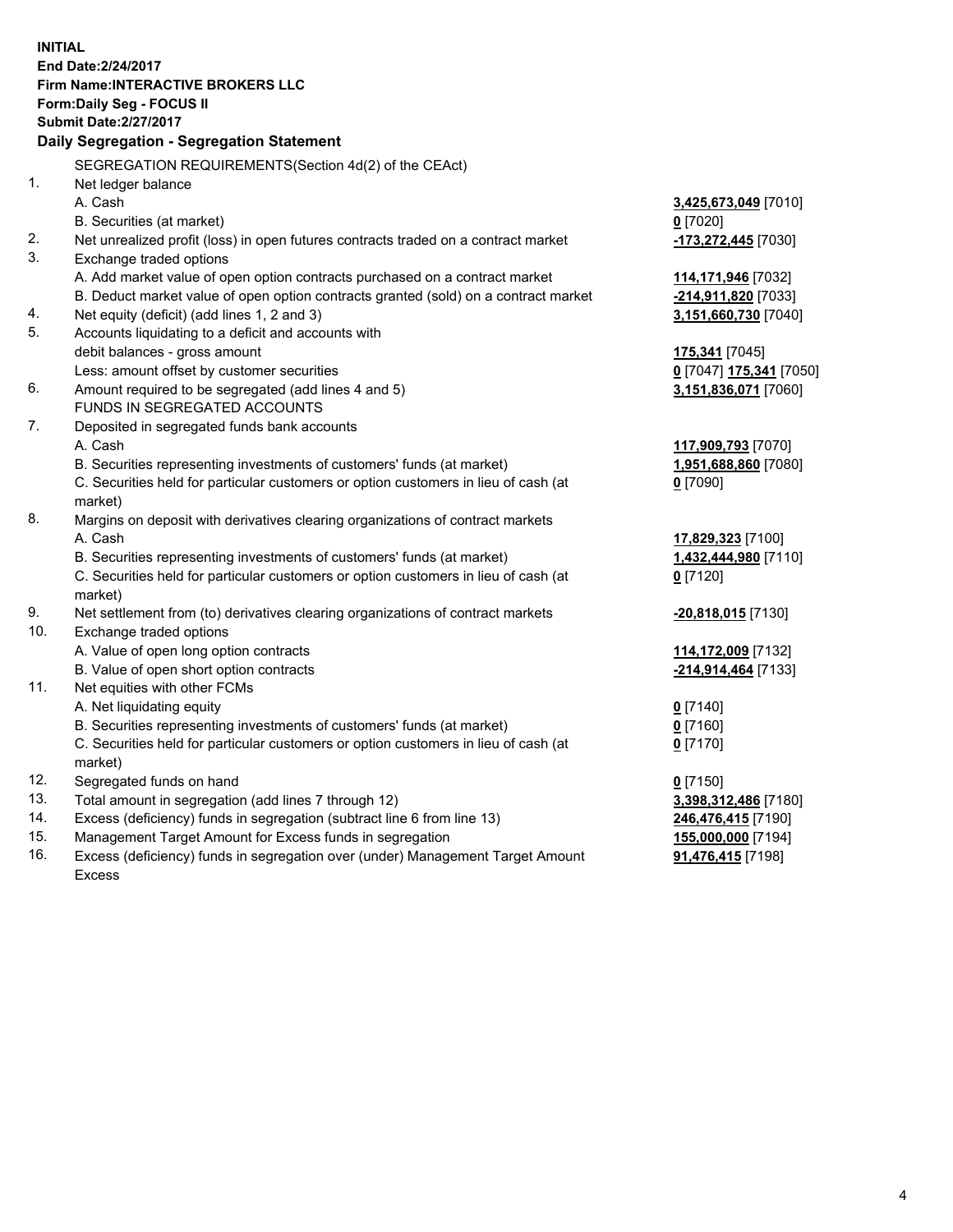**INITIAL**
**End Date:2/24/2017**
**Firm Name:INTERACTIVE BROKERS LLC**
**Form:Daily Seg - FOCUS II**
**Submit Date:2/27/2017**

## Daily Segregation - Segregation Statement

SEGREGATION REQUIREMENTS(Section 4d(2) of the CEAct)

| | | |
|---|---|---|
| 1. | Net ledger balance | |
| | A. Cash | **3,425,673,049** [7010] |
| | B. Securities (at market) | **0** [7020] |
| 2. | Net unrealized profit (loss) in open futures contracts traded on a contract market | **-173,272,445** [7030] |
| 3. | Exchange traded options | |
| | A. Add market value of open option contracts purchased on a contract market | **114,171,946** [7032] |
| | B. Deduct market value of open option contracts granted (sold) on a contract market | **-214,911,820** [7033] |
| 4. | Net equity (deficit) (add lines 1, 2 and 3) | **3,151,660,730** [7040] |
| 5. | Accounts liquidating to a deficit and accounts with | |
| | debit balances - gross amount | **175,341** [7045] |
| | Less: amount offset by customer securities | **0** [7047] **175,341** [7050] |
| 6. | Amount required to be segregated (add lines 4 and 5) | **3,151,836,071** [7060] |
| | FUNDS IN SEGREGATED ACCOUNTS | |
| 7. | Deposited in segregated funds bank accounts | |
| | A. Cash | **117,909,793** [7070] |
| | B. Securities representing investments of customers' funds (at market) | **1,951,688,860** [7080] |
| | C. Securities held for particular customers or option customers in lieu of cash (at market) | **0** [7090] |
| 8. | Margins on deposit with derivatives clearing organizations of contract markets | |
| | A. Cash | **17,829,323** [7100] |
| | B. Securities representing investments of customers' funds (at market) | **1,432,444,980** [7110] |
| | C. Securities held for particular customers or option customers in lieu of cash (at market) | **0** [7120] |
| 9. | Net settlement from (to) derivatives clearing organizations of contract markets | **-20,818,015** [7130] |
| 10. | Exchange traded options | |
| | A. Value of open long option contracts | **114,172,009** [7132] |
| | B. Value of open short option contracts | **-214,914,464** [7133] |
| 11. | Net equities with other FCMs | |
| | A. Net liquidating equity | **0** [7140] |
| | B. Securities representing investments of customers' funds (at market) | **0** [7160] |
| | C. Securities held for particular customers or option customers in lieu of cash (at market) | **0** [7170] |
| 12. | Segregated funds on hand | **0** [7150] |
| 13. | Total amount in segregation (add lines 7 through 12) | **3,398,312,486** [7180] |
| 14. | Excess (deficiency) funds in segregation (subtract line 6 from line 13) | **246,476,415** [7190] |
| 15. | Management Target Amount for Excess funds in segregation | **155,000,000** [7194] |
| 16. | Excess (deficiency) funds in segregation over (under) Management Target Amount Excess | **91,476,415** [7198] |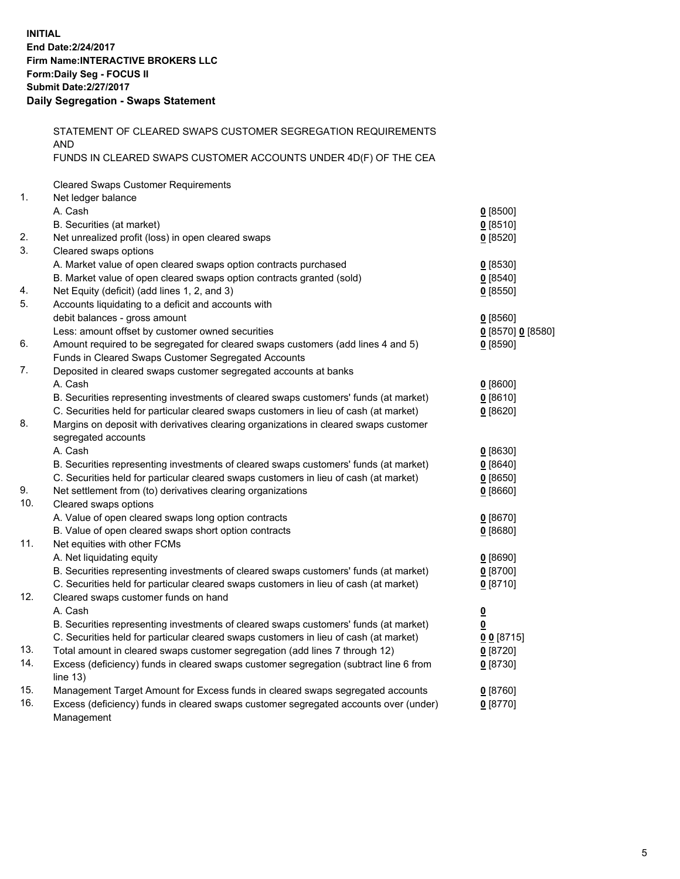**INITIAL**
**End Date:2/24/2017**
**Firm Name:INTERACTIVE BROKERS LLC**
**Form:Daily Seg - FOCUS II**
**Submit Date:2/27/2017**
**Daily Segregation - Swaps Statement**

STATEMENT OF CLEARED SWAPS CUSTOMER SEGREGATION REQUIREMENTS AND FUNDS IN CLEARED SWAPS CUSTOMER ACCOUNTS UNDER 4D(F) OF THE CEA

| | | |
|---|---|---|
| | Cleared Swaps Customer Requirements | |
| 1. | Net ledger balance | |
| | A. Cash | 0 [8500] |
| | B. Securities (at market) | 0 [8510] |
| 2. | Net unrealized profit (loss) in open cleared swaps | 0 [8520] |
| 3. | Cleared swaps options | |
| | A. Market value of open cleared swaps option contracts purchased | 0 [8530] |
| | B. Market value of open cleared swaps option contracts granted (sold) | 0 [8540] |
| 4. | Net Equity (deficit) (add lines 1, 2, and 3) | 0 [8550] |
| 5. | Accounts liquidating to a deficit and accounts with debit balances - gross amount | 0 [8560] |
| | Less: amount offset by customer owned securities | 0 [8570] 0 [8580] |
| 6. | Amount required to be segregated for cleared swaps customers (add lines 4 and 5) | 0 [8590] |
| | Funds in Cleared Swaps Customer Segregated Accounts | |
| 7. | Deposited in cleared swaps customer segregated accounts at banks | |
| | A. Cash | 0 [8600] |
| | B. Securities representing investments of cleared swaps customers' funds (at market) | 0 [8610] |
| | C. Securities held for particular cleared swaps customers in lieu of cash (at market) | 0 [8620] |
| 8. | Margins on deposit with derivatives clearing organizations in cleared swaps customer segregated accounts | |
| | A. Cash | 0 [8630] |
| | B. Securities representing investments of cleared swaps customers' funds (at market) | 0 [8640] |
| | C. Securities held for particular cleared swaps customers in lieu of cash (at market) | 0 [8650] |
| 9. | Net settlement from (to) derivatives clearing organizations | 0 [8660] |
| 10. | Cleared swaps options | |
| | A. Value of open cleared swaps long option contracts | 0 [8670] |
| | B. Value of open cleared swaps short option contracts | 0 [8680] |
| 11. | Net equities with other FCMs | |
| | A. Net liquidating equity | 0 [8690] |
| | B. Securities representing investments of cleared swaps customers' funds (at market) | 0 [8700] |
| | C. Securities held for particular cleared swaps customers in lieu of cash (at market) | 0 [8710] |
| 12. | Cleared swaps customer funds on hand | |
| | A. Cash | 0 |
| | B. Securities representing investments of cleared swaps customers' funds (at market) | 0 |
| | C. Securities held for particular cleared swaps customers in lieu of cash (at market) | 0 0 [8715] |
| 13. | Total amount in cleared swaps customer segregation (add lines 7 through 12) | 0 [8720] |
| 14. | Excess (deficiency) funds in cleared swaps customer segregation (subtract line 6 from line 13) | 0 [8730] |
| 15. | Management Target Amount for Excess funds in cleared swaps segregated accounts | 0 [8760] |
| 16. | Excess (deficiency) funds in cleared swaps customer segregated accounts over (under) Management | 0 [8770] |